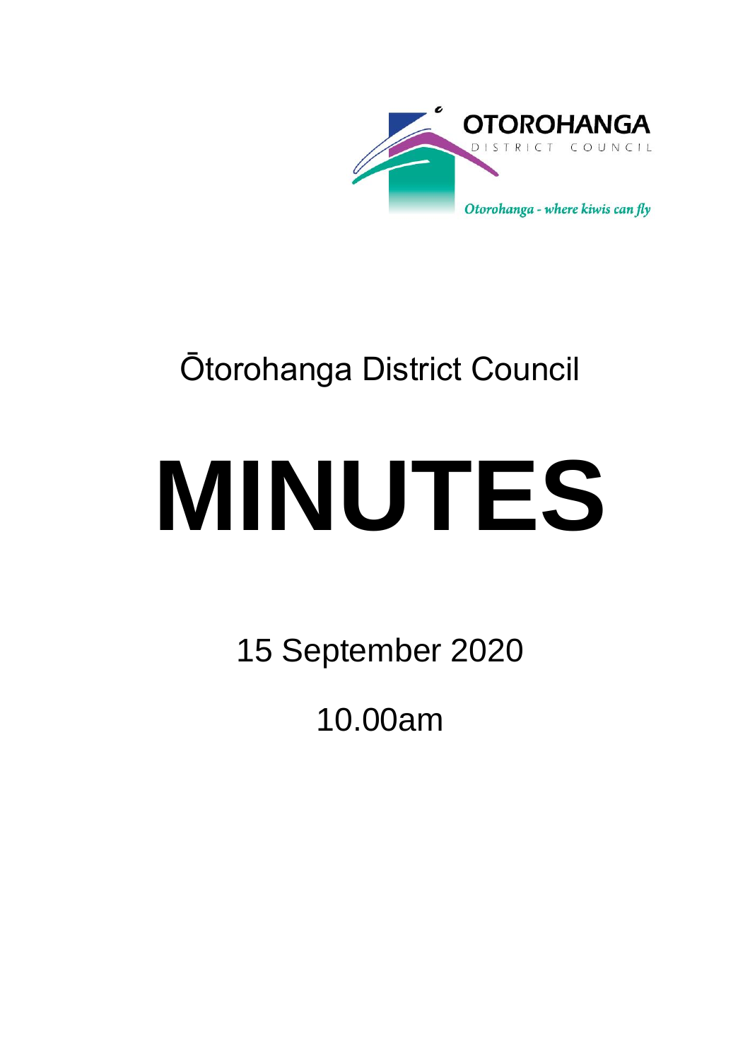OTOROHANGA

DISTRICT COUNCIL

*Otorohanga - where kiwis can fly*

# Ōtorohanga District Council

# MINUTES

15 September 2020

10.00am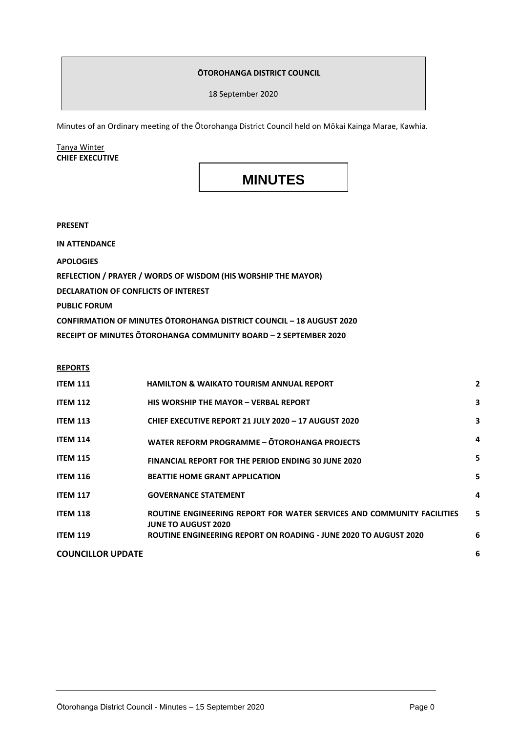**ŌTOROHANGA DISTRICT COUNCIL**

18 September 2020

Minutes of an Ordinary meeting of the Ōtorohanga District Council held on Mōkai Kainga Marae, Kawhia.

Tanya Winter
**CHIEF EXECUTIVE**

# MINUTES

**PRESENT**

**IN ATTENDANCE**

**APOLOGIES**

**REFLECTION / PRAYER / WORDS OF WISDOM (HIS WORSHIP THE MAYOR)**

**DECLARATION OF CONFLICTS OF INTEREST**

**PUBLIC FORUM**

**CONFIRMATION OF MINUTES ŌTOROHANGA DISTRICT COUNCIL – 18 AUGUST 2020**

**RECEIPT OF MINUTES ŌTOROHANGA COMMUNITY BOARD – 2 SEPTEMBER 2020**

**REPORTS**

| | | |
|---|---|---|
| **ITEM 111** | **HAMILTON & WAIKATO TOURISM ANNUAL REPORT** | **2** |
| **ITEM 112** | **HIS WORSHIP THE MAYOR – VERBAL REPORT** | **3** |
| **ITEM 113** | **CHIEF EXECUTIVE REPORT 21 JULY 2020 – 17 AUGUST 2020** | **3** |
| **ITEM 114** | **WATER REFORM PROGRAMME – ŌTOROHANGA PROJECTS** | **4** |
| **ITEM 115** | **FINANCIAL REPORT FOR THE PERIOD ENDING 30 JUNE 2020** | **5** |
| **ITEM 116** | **BEATTIE HOME GRANT APPLICATION** | **5** |
| **ITEM 117** | **GOVERNANCE STATEMENT** | **4** |
| **ITEM 118** | **ROUTINE ENGINEERING REPORT FOR WATER SERVICES AND COMMUNITY FACILITIES JUNE TO AUGUST 2020** | **5** |
| **ITEM 119** | **ROUTINE ENGINEERING REPORT ON ROADING - JUNE 2020 TO AUGUST 2020** | **6** |
| **COUNCILLOR UPDATE** | | **6** |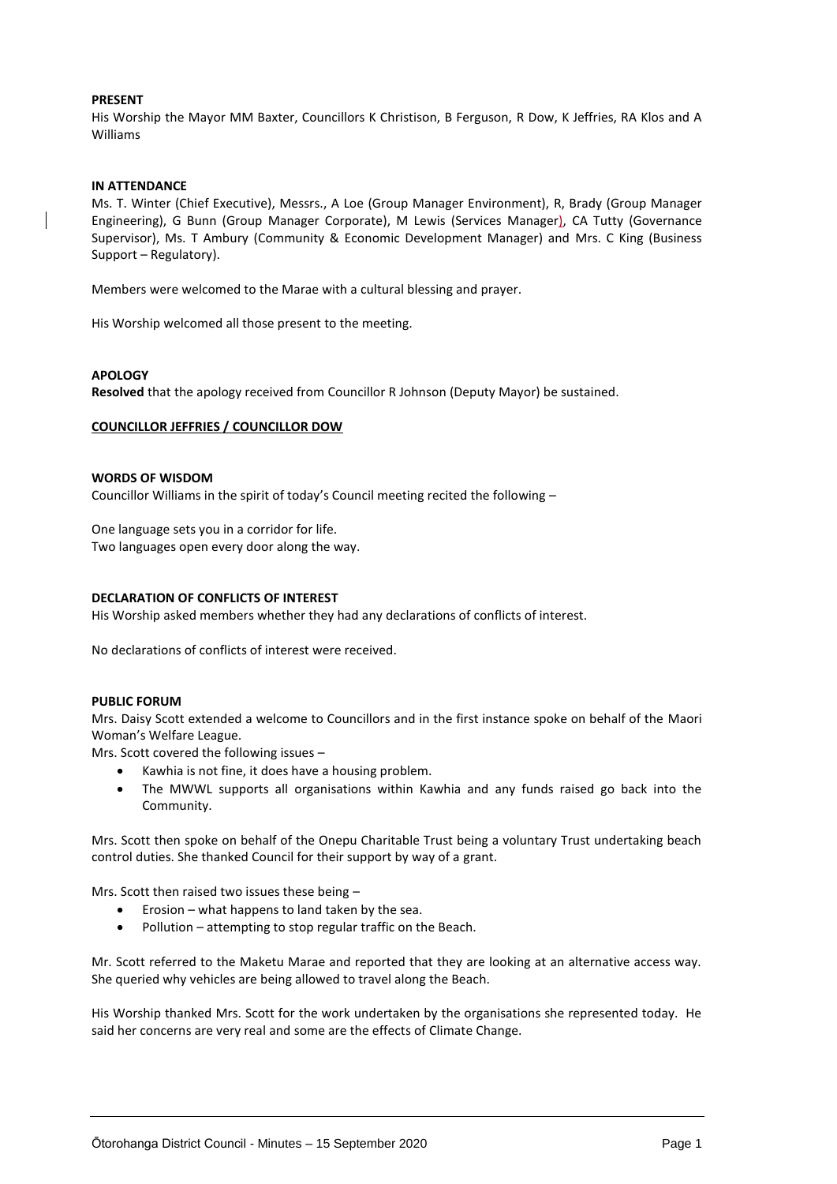**PRESENT**
His Worship the Mayor MM Baxter, Councillors K Christison, B Ferguson, R Dow, K Jeffries, RA Klos and A Williams

**IN ATTENDANCE**
Ms. T. Winter (Chief Executive), Messrs., A Loe (Group Manager Environment), R, Brady (Group Manager Engineering), G Bunn (Group Manager Corporate), M Lewis (Services Manager), CA Tutty (Governance Supervisor), Ms. T Ambury (Community & Economic Development Manager) and Mrs. C King (Business Support – Regulatory).

Members were welcomed to the Marae with a cultural blessing and prayer.

His Worship welcomed all those present to the meeting.

**APOLOGY**
**Resolved** that the apology received from Councillor R Johnson (Deputy Mayor) be sustained.

**COUNCILLOR JEFFRIES / COUNCILLOR DOW**

**WORDS OF WISDOM**
Councillor Williams in the spirit of today's Council meeting recited the following –

One language sets you in a corridor for life.
Two languages open every door along the way.

**DECLARATION OF CONFLICTS OF INTEREST**
His Worship asked members whether they had any declarations of conflicts of interest.

No declarations of conflicts of interest were received.

**PUBLIC FORUM**
Mrs. Daisy Scott extended a welcome to Councillors and in the first instance spoke on behalf of the Maori Woman's Welfare League.
Mrs. Scott covered the following issues –

- Kawhia is not fine, it does have a housing problem.
- The MWWL supports all organisations within Kawhia and any funds raised go back into the Community.

Mrs. Scott then spoke on behalf of the Onepu Charitable Trust being a voluntary Trust undertaking beach control duties. She thanked Council for their support by way of a grant.

Mrs. Scott then raised two issues these being –

- Erosion – what happens to land taken by the sea.
- Pollution – attempting to stop regular traffic on the Beach.

Mr. Scott referred to the Maketu Marae and reported that they are looking at an alternative access way. She queried why vehicles are being allowed to travel along the Beach.

His Worship thanked Mrs. Scott for the work undertaken by the organisations she represented today. He said her concerns are very real and some are the effects of Climate Change.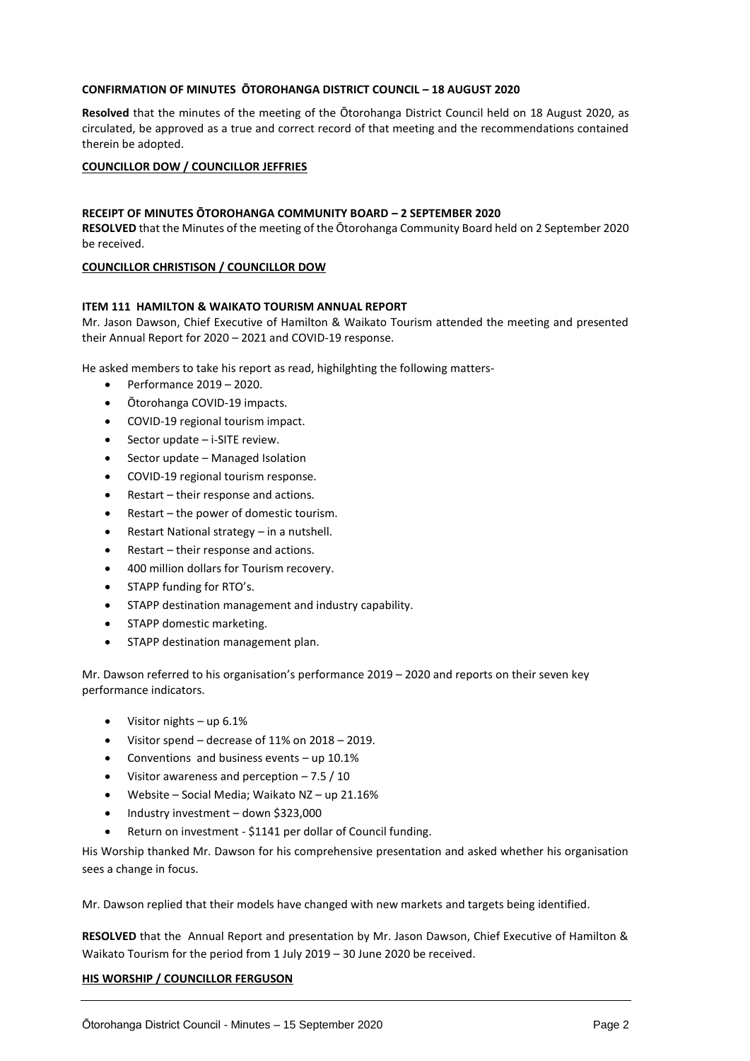**CONFIRMATION OF MINUTES ŌTOROHANGA DISTRICT COUNCIL – 18 AUGUST 2020**

**Resolved** that the minutes of the meeting of the Ōtorohanga District Council held on 18 August 2020, as circulated, be approved as a true and correct record of that meeting and the recommendations contained therein be adopted.

**COUNCILLOR DOW / COUNCILLOR JEFFRIES**

**RECEIPT OF MINUTES ŌTOROHANGA COMMUNITY BOARD – 2 SEPTEMBER 2020**

**RESOLVED** that the Minutes of the meeting of the Ōtorohanga Community Board held on 2 September 2020 be received.

**COUNCILLOR CHRISTISON / COUNCILLOR DOW**

**ITEM 111 HAMILTON & WAIKATO TOURISM ANNUAL REPORT**

Mr. Jason Dawson, Chief Executive of Hamilton & Waikato Tourism attended the meeting and presented their Annual Report for 2020 – 2021 and COVID-19 response.

He asked members to take his report as read, highilghting the following matters-

- Performance 2019 – 2020.
- Ōtorohanga COVID-19 impacts.
- COVID-19 regional tourism impact.
- Sector update – i-SITE review.
- Sector update – Managed Isolation
- COVID-19 regional tourism response.
- Restart – their response and actions.
- Restart – the power of domestic tourism.
- Restart National strategy – in a nutshell.
- Restart – their response and actions.
- 400 million dollars for Tourism recovery.
- STAPP funding for RTO's.
- STAPP destination management and industry capability.
- STAPP domestic marketing.
- STAPP destination management plan.

Mr. Dawson referred to his organisation's performance 2019 – 2020 and reports on their seven key performance indicators.

- Visitor nights – up 6.1%
- Visitor spend – decrease of 11% on 2018 – 2019.
- Conventions and business events – up 10.1%
- Visitor awareness and perception – 7.5 / 10
- Website – Social Media; Waikato NZ – up 21.16%
- Industry investment – down $323,000
- Return on investment - $1141 per dollar of Council funding.

His Worship thanked Mr. Dawson for his comprehensive presentation and asked whether his organisation sees a change in focus.

Mr. Dawson replied that their models have changed with new markets and targets being identified.

**RESOLVED** that the Annual Report and presentation by Mr. Jason Dawson, Chief Executive of Hamilton & Waikato Tourism for the period from 1 July 2019 – 30 June 2020 be received.

**HIS WORSHIP / COUNCILLOR FERGUSON**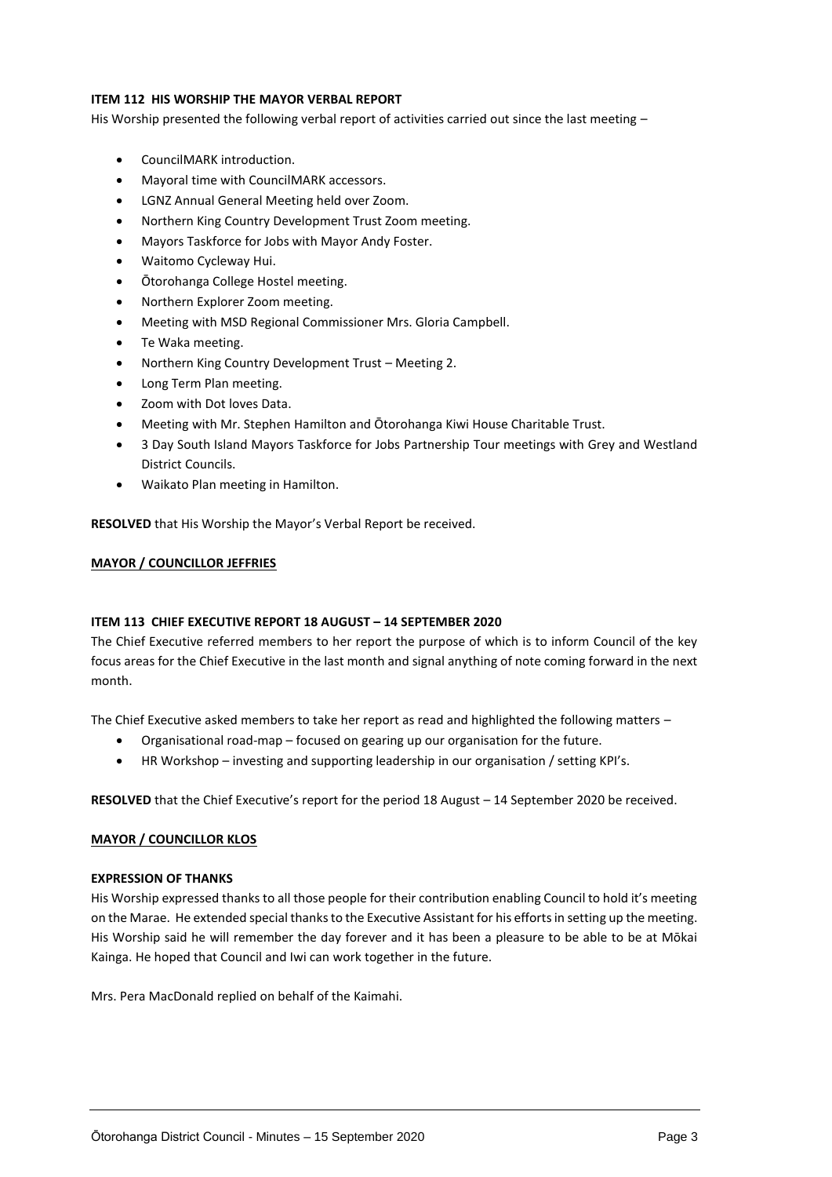**ITEM 112 HIS WORSHIP THE MAYOR VERBAL REPORT**

His Worship presented the following verbal report of activities carried out since the last meeting –

- CouncilMARK introduction.
- Mayoral time with CouncilMARK accessors.
- LGNZ Annual General Meeting held over Zoom.
- Northern King Country Development Trust Zoom meeting.
- Mayors Taskforce for Jobs with Mayor Andy Foster.
- Waitomo Cycleway Hui.
- Ōtorohanga College Hostel meeting.
- Northern Explorer Zoom meeting.
- Meeting with MSD Regional Commissioner Mrs. Gloria Campbell.
- Te Waka meeting.
- Northern King Country Development Trust – Meeting 2.
- Long Term Plan meeting.
- Zoom with Dot loves Data.
- Meeting with Mr. Stephen Hamilton and Ōtorohanga Kiwi House Charitable Trust.
- 3 Day South Island Mayors Taskforce for Jobs Partnership Tour meetings with Grey and Westland District Councils.
- Waikato Plan meeting in Hamilton.

**RESOLVED** that His Worship the Mayor's Verbal Report be received.

**MAYOR / COUNCILLOR JEFFRIES**

**ITEM 113 CHIEF EXECUTIVE REPORT 18 AUGUST – 14 SEPTEMBER 2020**

The Chief Executive referred members to her report the purpose of which is to inform Council of the key focus areas for the Chief Executive in the last month and signal anything of note coming forward in the next month.

The Chief Executive asked members to take her report as read and highlighted the following matters –

- Organisational road-map – focused on gearing up our organisation for the future.
- HR Workshop – investing and supporting leadership in our organisation / setting KPI's.

**RESOLVED** that the Chief Executive's report for the period 18 August – 14 September 2020 be received.

**MAYOR / COUNCILLOR KLOS**

**EXPRESSION OF THANKS**

His Worship expressed thanks to all those people for their contribution enabling Council to hold it's meeting on the Marae. He extended special thanks to the Executive Assistant for his efforts in setting up the meeting. His Worship said he will remember the day forever and it has been a pleasure to be able to be at Mōkai Kainga. He hoped that Council and Iwi can work together in the future.

Mrs. Pera MacDonald replied on behalf of the Kaimahi.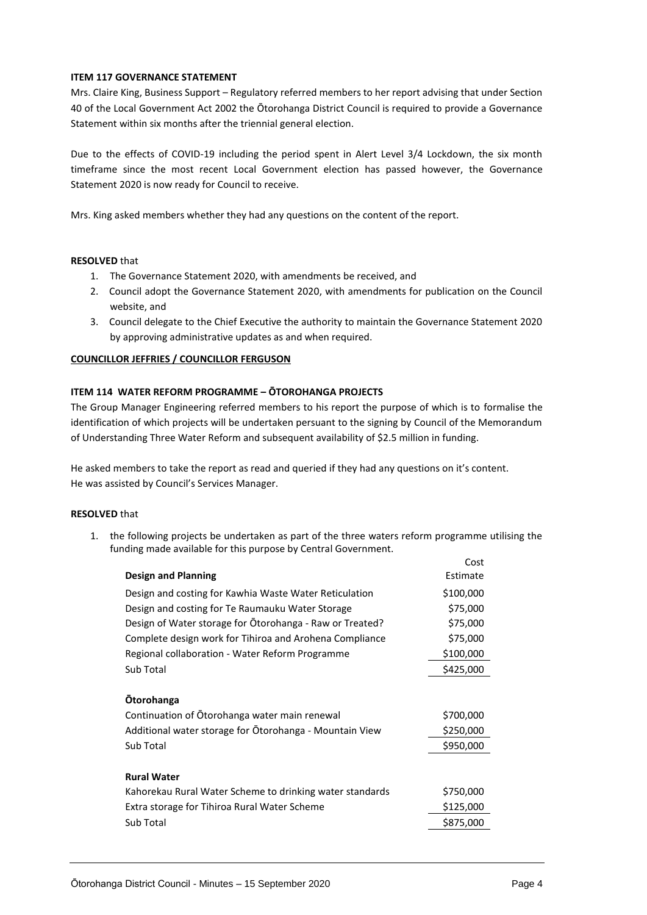**ITEM 117 GOVERNANCE STATEMENT**

Mrs. Claire King, Business Support – Regulatory referred members to her report advising that under Section 40 of the Local Government Act 2002 the Ōtorohanga District Council is required to provide a Governance Statement within six months after the triennial general election.

Due to the effects of COVID-19 including the period spent in Alert Level 3/4 Lockdown, the six month timeframe since the most recent Local Government election has passed however, the Governance Statement 2020 is now ready for Council to receive.

Mrs. King asked members whether they had any questions on the content of the report.

**RESOLVED** that

1. The Governance Statement 2020, with amendments be received, and
2. Council adopt the Governance Statement 2020, with amendments for publication on the Council website, and
3. Council delegate to the Chief Executive the authority to maintain the Governance Statement 2020 by approving administrative updates as and when required.

**COUNCILLOR JEFFRIES / COUNCILLOR FERGUSON**

**ITEM 114 WATER REFORM PROGRAMME – ŌTOROHANGA PROJECTS**

The Group Manager Engineering referred members to his report the purpose of which is to formalise the identification of which projects will be undertaken persuant to the signing by Council of the Memorandum of Understanding Three Water Reform and subsequent availability of $2.5 million in funding.

He asked members to take the report as read and queried if they had any questions on it's content.
He was assisted by Council's Services Manager.

**RESOLVED** that

1. the following projects be undertaken as part of the three waters reform programme utilising the funding made available for this purpose by Central Government.

| **Design and Planning** | Cost Estimate |
|---|---|
| Design and costing for Kawhia Waste Water Reticulation | $100,000 |
| Design and costing for Te Raumauku Water Storage | $75,000 |
| Design of Water storage for Ōtorohanga - Raw or Treated? | $75,000 |
| Complete design work for Tihiroa and Arohena Compliance | $75,000 |
| Regional collaboration - Water Reform Programme | $100,000 |
| Sub Total | $425,000 |
| | |
| **Ōtorohanga** | |
| Continuation of Ōtorohanga water main renewal | $700,000 |
| Additional water storage for Ōtorohanga - Mountain View | $250,000 |
| Sub Total | $950,000 |
| | |
| **Rural Water** | |
| Kahorekau Rural Water Scheme to drinking water standards | $750,000 |
| Extra storage for Tihiroa Rural Water Scheme | $125,000 |
| Sub Total | $875,000 |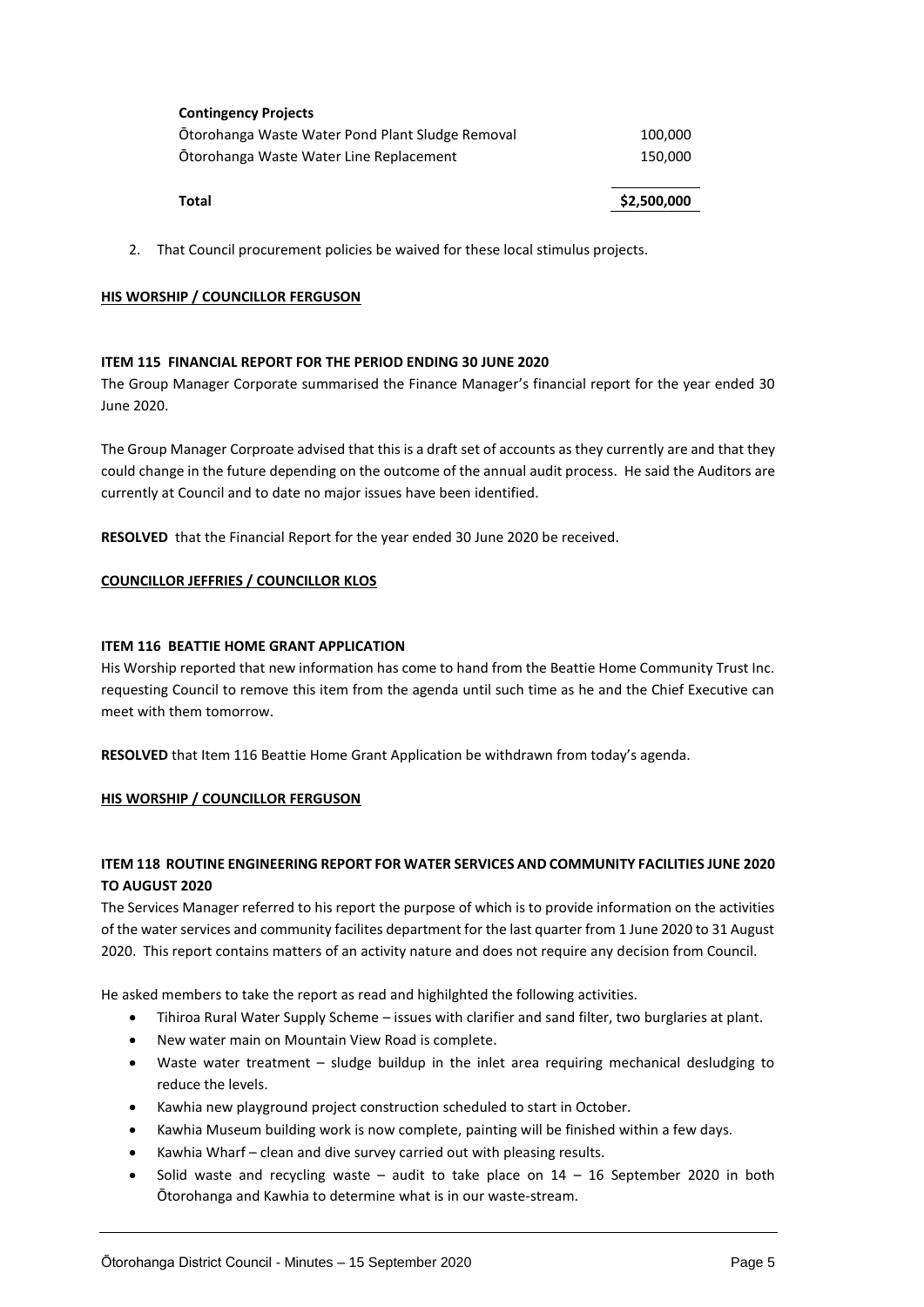| | |
|---|---|
| **Contingency Projects** | |
| Ōtorohanga Waste Water Pond Plant Sludge Removal | 100,000 |
| Ōtorohanga Waste Water Line Replacement | 150,000 |
| **Total** | **$2,500,000** |

2. That Council procurement policies be waived for these local stimulus projects.

**HIS WORSHIP / COUNCILLOR FERGUSON**

**ITEM 115 FINANCIAL REPORT FOR THE PERIOD ENDING 30 JUNE 2020**

The Group Manager Corporate summarised the Finance Manager's financial report for the year ended 30 June 2020.

The Group Manager Corproate advised that this is a draft set of accounts as they currently are and that they could change in the future depending on the outcome of the annual audit process. He said the Auditors are currently at Council and to date no major issues have been identified.

**RESOLVED** that the Financial Report for the year ended 30 June 2020 be received.

**COUNCILLOR JEFFRIES / COUNCILLOR KLOS**

**ITEM 116 BEATTIE HOME GRANT APPLICATION**

His Worship reported that new information has come to hand from the Beattie Home Community Trust Inc. requesting Council to remove this item from the agenda until such time as he and the Chief Executive can meet with them tomorrow.

**RESOLVED** that Item 116 Beattie Home Grant Application be withdrawn from today's agenda.

**HIS WORSHIP / COUNCILLOR FERGUSON**

**ITEM 118 ROUTINE ENGINEERING REPORT FOR WATER SERVICES AND COMMUNITY FACILITIES JUNE 2020 TO AUGUST 2020**

The Services Manager referred to his report the purpose of which is to provide information on the activities of the water services and community facilites department for the last quarter from 1 June 2020 to 31 August 2020. This report contains matters of an activity nature and does not require any decision from Council.

He asked members to take the report as read and highilghted the following activities.

- Tihiroa Rural Water Supply Scheme – issues with clarifier and sand filter, two burglaries at plant.
- New water main on Mountain View Road is complete.
- Waste water treatment – sludge buildup in the inlet area requiring mechanical desludging to reduce the levels.
- Kawhia new playground project construction scheduled to start in October.
- Kawhia Museum building work is now complete, painting will be finished within a few days.
- Kawhia Wharf – clean and dive survey carried out with pleasing results.
- Solid waste and recycling waste – audit to take place on 14 – 16 September 2020 in both Ōtorohanga and Kawhia to determine what is in our waste-stream.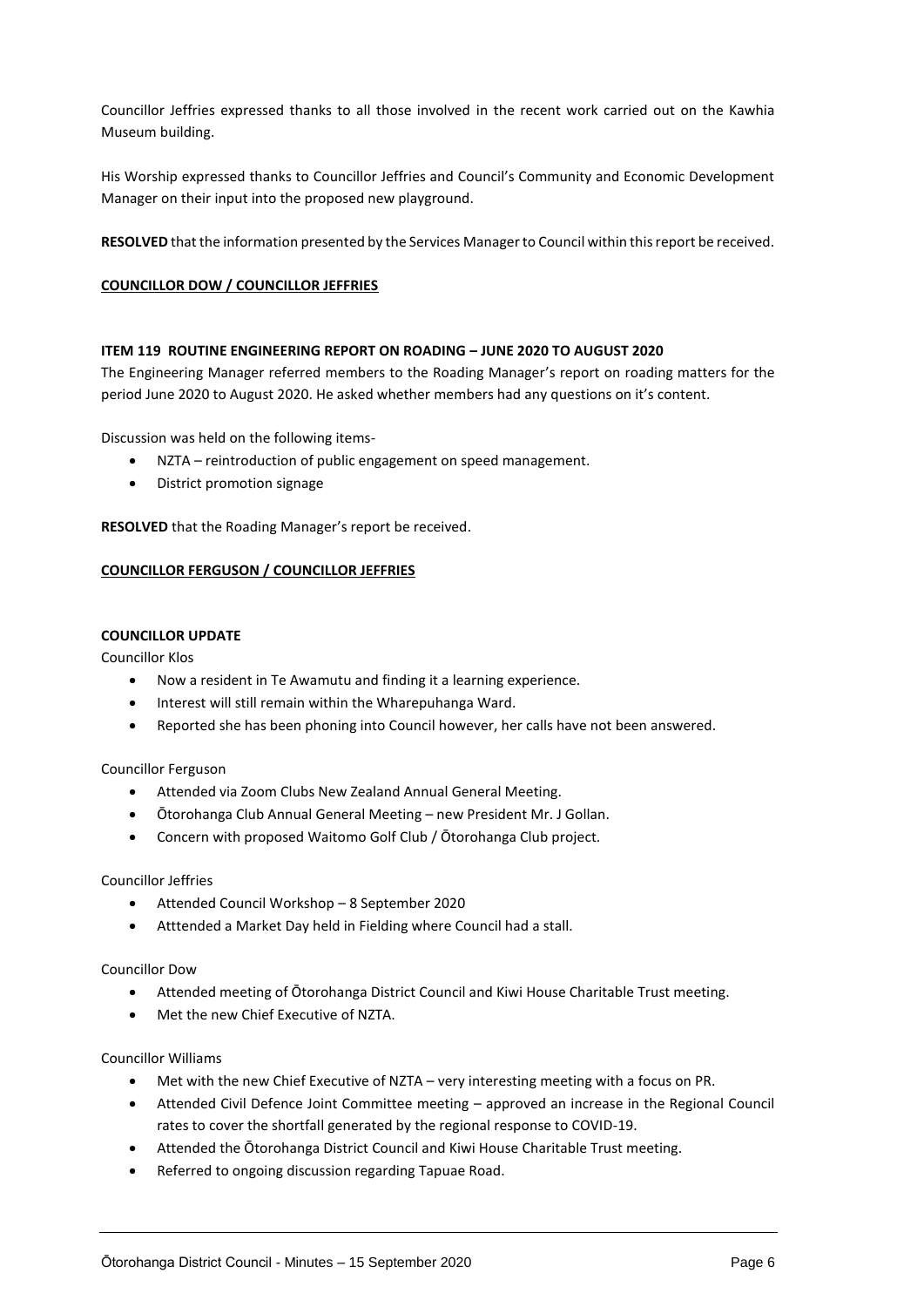Councillor Jeffries expressed thanks to all those involved in the recent work carried out on the Kawhia Museum building.

His Worship expressed thanks to Councillor Jeffries and Council's Community and Economic Development Manager on their input into the proposed new playground.

**RESOLVED** that the information presented by the Services Manager to Council within this report be received.

**COUNCILLOR DOW / COUNCILLOR JEFFRIES**

**ITEM 119 ROUTINE ENGINEERING REPORT ON ROADING – JUNE 2020 TO AUGUST 2020**

The Engineering Manager referred members to the Roading Manager's report on roading matters for the period June 2020 to August 2020. He asked whether members had any questions on it's content.

Discussion was held on the following items-

- NZTA – reintroduction of public engagement on speed management.
- District promotion signage

**RESOLVED** that the Roading Manager's report be received.

**COUNCILLOR FERGUSON / COUNCILLOR JEFFRIES**

**COUNCILLOR UPDATE**

Councillor Klos

- Now a resident in Te Awamutu and finding it a learning experience.
- Interest will still remain within the Wharepuhanga Ward.
- Reported she has been phoning into Council however, her calls have not been answered.

Councillor Ferguson

- Attended via Zoom Clubs New Zealand Annual General Meeting.
- Ōtorohanga Club Annual General Meeting – new President Mr. J Gollan.
- Concern with proposed Waitomo Golf Club / Ōtorohanga Club project.

Councillor Jeffries

- Attended Council Workshop – 8 September 2020
- Atttended a Market Day held in Fielding where Council had a stall.

Councillor Dow

- Attended meeting of Ōtorohanga District Council and Kiwi House Charitable Trust meeting.
- Met the new Chief Executive of NZTA.

Councillor Williams

- Met with the new Chief Executive of NZTA – very interesting meeting with a focus on PR.
- Attended Civil Defence Joint Committee meeting – approved an increase in the Regional Council rates to cover the shortfall generated by the regional response to COVID-19.
- Attended the Ōtorohanga District Council and Kiwi House Charitable Trust meeting.
- Referred to ongoing discussion regarding Tapuae Road.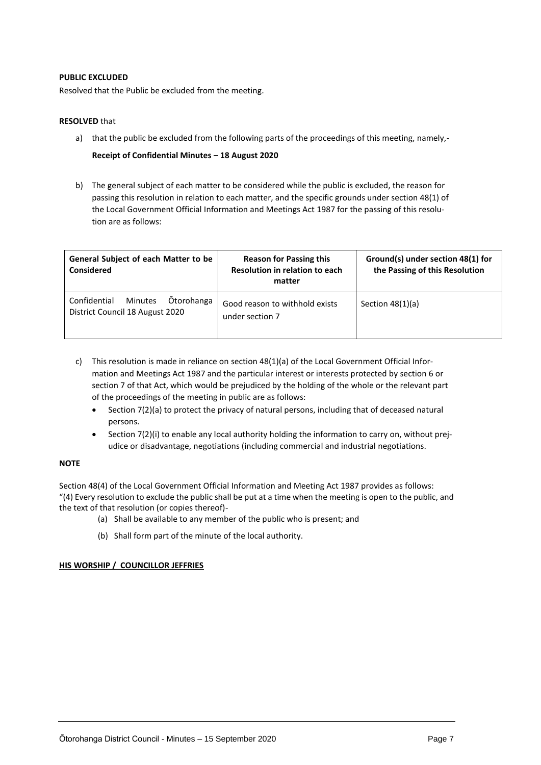**PUBLIC EXCLUDED**

Resolved that the Public be excluded from the meeting.

**RESOLVED** that

a) that the public be excluded from the following parts of the proceedings of this meeting, namely,-

   **Receipt of Confidential Minutes – 18 August 2020**

b) The general subject of each matter to be considered while the public is excluded, the reason for passing this resolution in relation to each matter, and the specific grounds under section 48(1) of the Local Government Official Information and Meetings Act 1987 for the passing of this resolution are as follows:

| General Subject of each Matter to be Considered | Reason for Passing this Resolution in relation to each matter | Ground(s) under section 48(1) for the Passing of this Resolution |
|---|---|---|
| Confidential Minutes Ōtorohanga District Council 18 August 2020 | Good reason to withhold exists under section 7 | Section 48(1)(a) |

c) This resolution is made in reliance on section 48(1)(a) of the Local Government Official Information and Meetings Act 1987 and the particular interest or interests protected by section 6 or section 7 of that Act, which would be prejudiced by the holding of the whole or the relevant part of the proceedings of the meeting in public are as follows:
   - Section 7(2)(a) to protect the privacy of natural persons, including that of deceased natural persons.
   - Section 7(2)(i) to enable any local authority holding the information to carry on, without prejudice or disadvantage, negotiations (including commercial and industrial negotiations.

**NOTE**

Section 48(4) of the Local Government Official Information and Meeting Act 1987 provides as follows:
"(4) Every resolution to exclude the public shall be put at a time when the meeting is open to the public, and the text of that resolution (or copies thereof)-

(a) Shall be available to any member of the public who is present; and

(b) Shall form part of the minute of the local authority.

**HIS WORSHIP / COUNCILLOR JEFFRIES**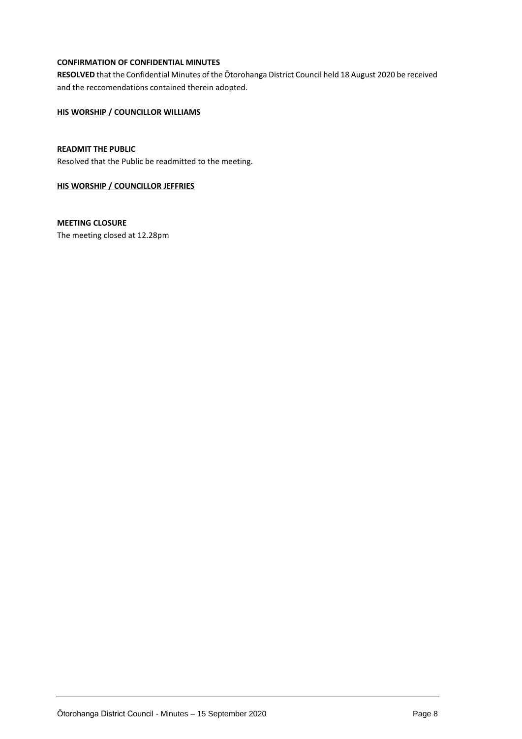**CONFIRMATION OF CONFIDENTIAL MINUTES**

**RESOLVED** that the Confidential Minutes of the Ōtorohanga District Council held 18 August 2020 be received and the reccomendations contained therein adopted.

**HIS WORSHIP / COUNCILLOR WILLIAMS**

**READMIT THE PUBLIC**

Resolved that the Public be readmitted to the meeting.

**HIS WORSHIP / COUNCILLOR JEFFRIES**

**MEETING CLOSURE**

The meeting closed at 12.28pm